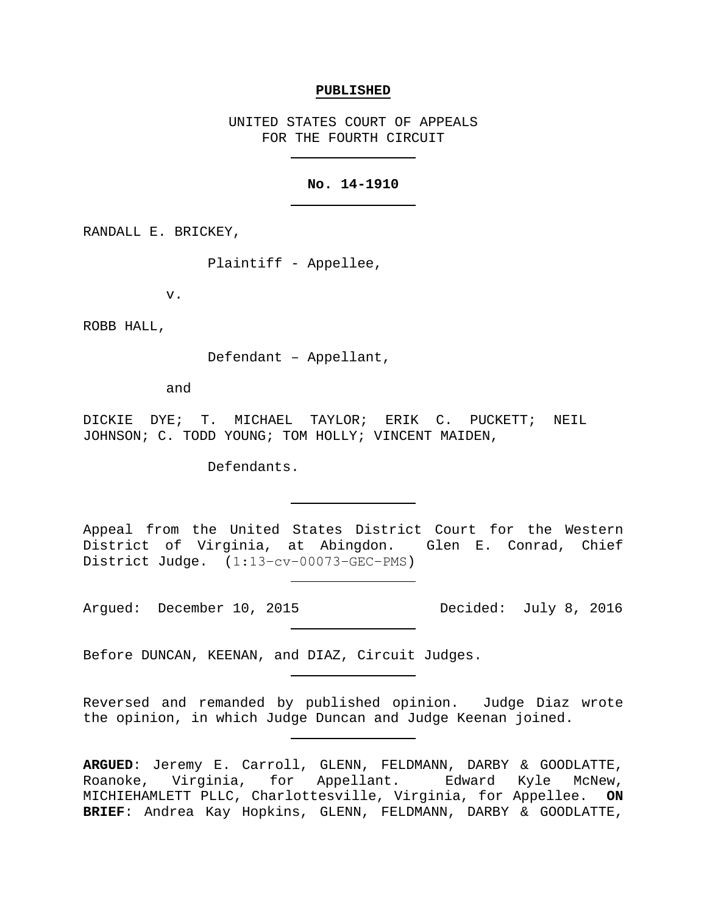**PUBLISHED**

UNITED STATES COURT OF APPEALS
FOR THE FOURTH CIRCUIT

---

**No. 14-1910**

---

RANDALL E. BRICKEY,

Plaintiff - Appellee,

v.

ROBB HALL,

Defendant – Appellant,

and

DICKIE DYE; T. MICHAEL TAYLOR; ERIK C. PUCKETT; NEIL JOHNSON; C. TODD YOUNG; TOM HOLLY; VINCENT MAIDEN,

Defendants.

---

Appeal from the United States District Court for the Western District of Virginia, at Abingdon. Glen E. Conrad, Chief District Judge. (1:13-cv-00073-GEC-PMS)

---

Argued: December 10, 2015 Decided: July 8, 2016

---

Before DUNCAN, KEENAN, and DIAZ, Circuit Judges.

---

Reversed and remanded by published opinion. Judge Diaz wrote the opinion, in which Judge Duncan and Judge Keenan joined.

---

**ARGUED**: Jeremy E. Carroll, GLENN, FELDMANN, DARBY & GOODLATTE, Roanoke, Virginia, for Appellant. Edward Kyle McNew, MICHIEHAMLETT PLLC, Charlottesville, Virginia, for Appellee. **ON BRIEF**: Andrea Kay Hopkins, GLENN, FELDMANN, DARBY & GOODLATTE,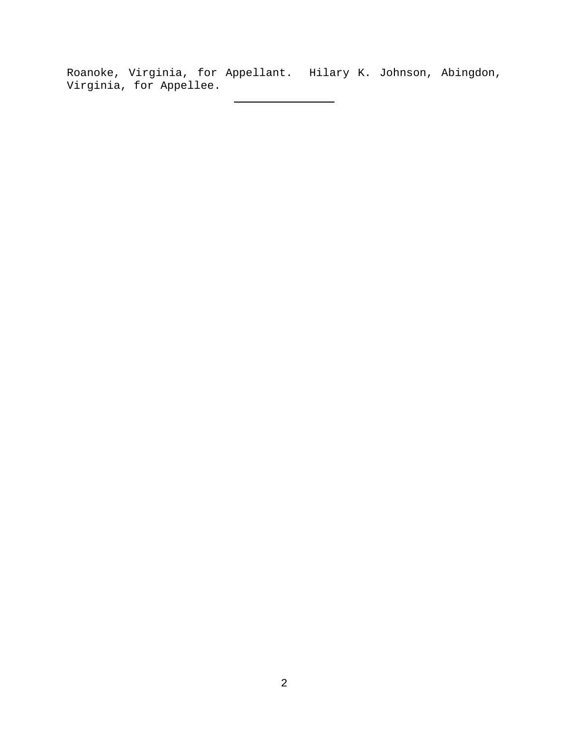Roanoke, Virginia, for Appellant. Hilary K. Johnson, Abingdon, Virginia, for Appellee.

---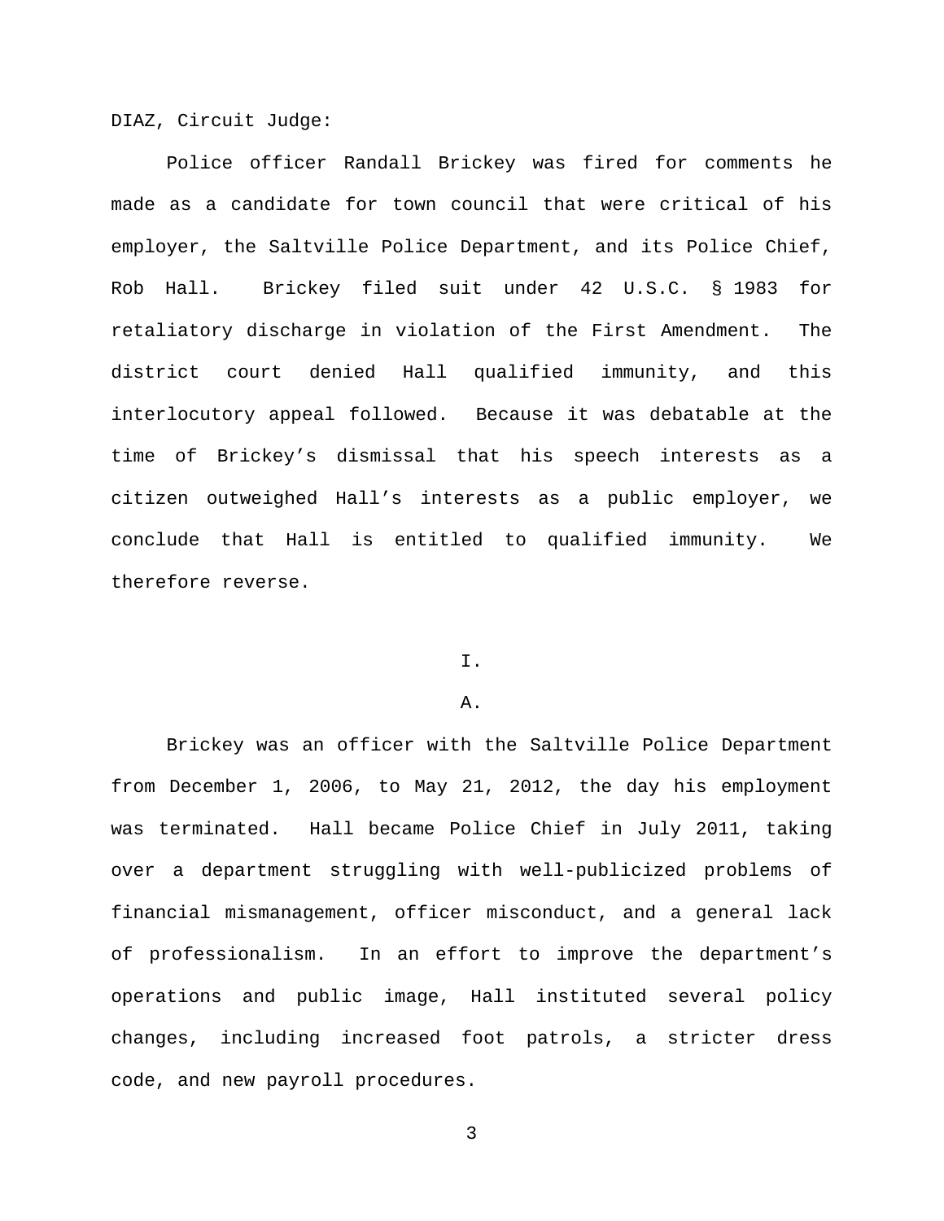DIAZ, Circuit Judge:

Police officer Randall Brickey was fired for comments he made as a candidate for town council that were critical of his employer, the Saltville Police Department, and its Police Chief, Rob Hall. Brickey filed suit under 42 U.S.C. § 1983 for retaliatory discharge in violation of the First Amendment. The district court denied Hall qualified immunity, and this interlocutory appeal followed. Because it was debatable at the time of Brickey's dismissal that his speech interests as a citizen outweighed Hall's interests as a public employer, we conclude that Hall is entitled to qualified immunity. We therefore reverse.

# I.

## A.

Brickey was an officer with the Saltville Police Department from December 1, 2006, to May 21, 2012, the day his employment was terminated. Hall became Police Chief in July 2011, taking over a department struggling with well-publicized problems of financial mismanagement, officer misconduct, and a general lack of professionalism. In an effort to improve the department's operations and public image, Hall instituted several policy changes, including increased foot patrols, a stricter dress code, and new payroll procedures.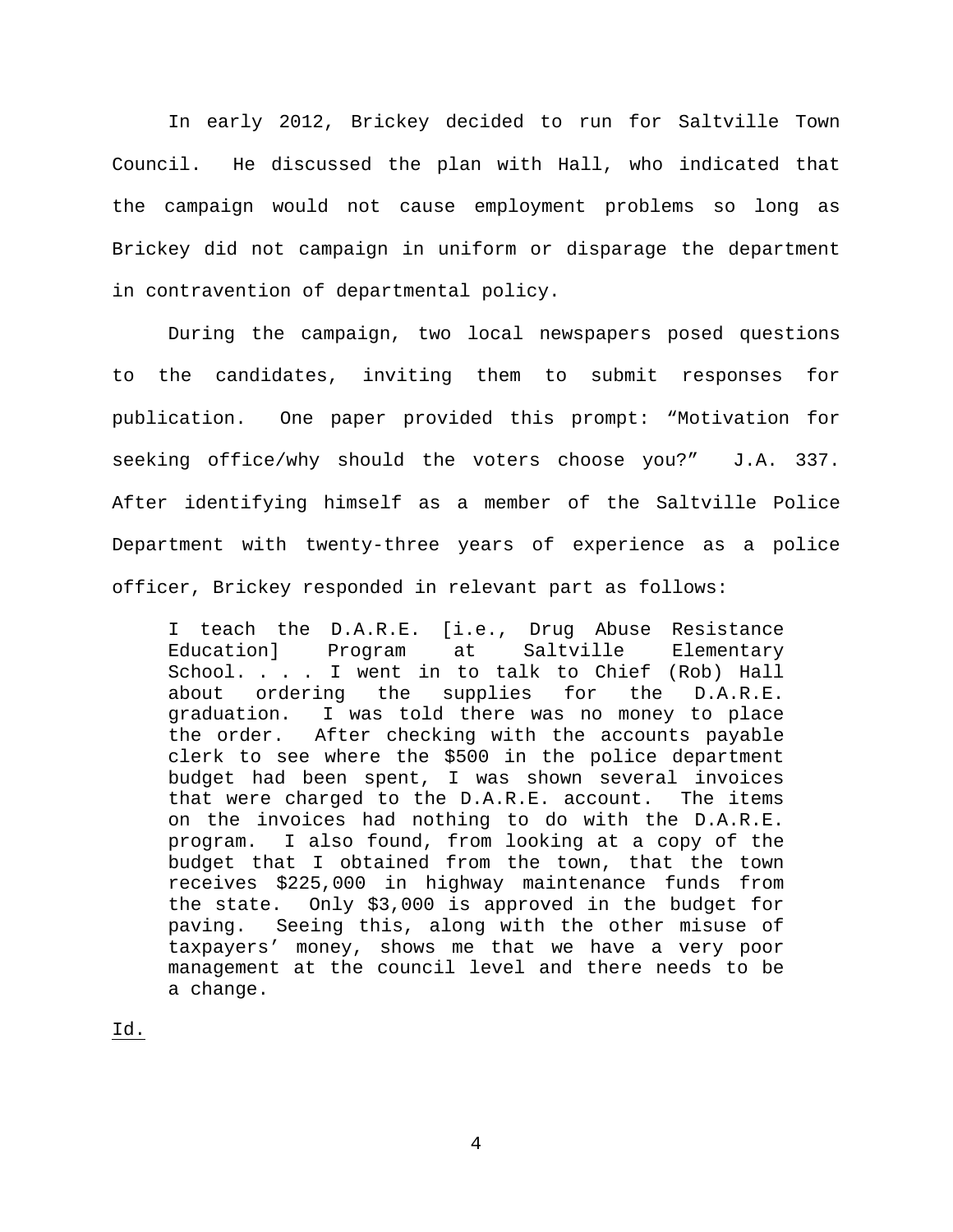In early 2012, Brickey decided to run for Saltville Town Council. He discussed the plan with Hall, who indicated that the campaign would not cause employment problems so long as Brickey did not campaign in uniform or disparage the department in contravention of departmental policy.

During the campaign, two local newspapers posed questions to the candidates, inviting them to submit responses for publication. One paper provided this prompt: "Motivation for seeking office/why should the voters choose you?" J.A. 337. After identifying himself as a member of the Saltville Police Department with twenty-three years of experience as a police officer, Brickey responded in relevant part as follows:

> I teach the D.A.R.E. [i.e., Drug Abuse Resistance Education] Program at Saltville Elementary School. . . . I went in to talk to Chief (Rob) Hall about ordering the supplies for the D.A.R.E. graduation. I was told there was no money to place the order. After checking with the accounts payable clerk to see where the $500 in the police department budget had been spent, I was shown several invoices that were charged to the D.A.R.E. account. The items on the invoices had nothing to do with the D.A.R.E. program. I also found, from looking at a copy of the budget that I obtained from the town, that the town receives $225,000 in highway maintenance funds from the state. Only $3,000 is approved in the budget for paving. Seeing this, along with the other misuse of taxpayers' money, shows me that we have a very poor management at the council level and there needs to be a change.

Id.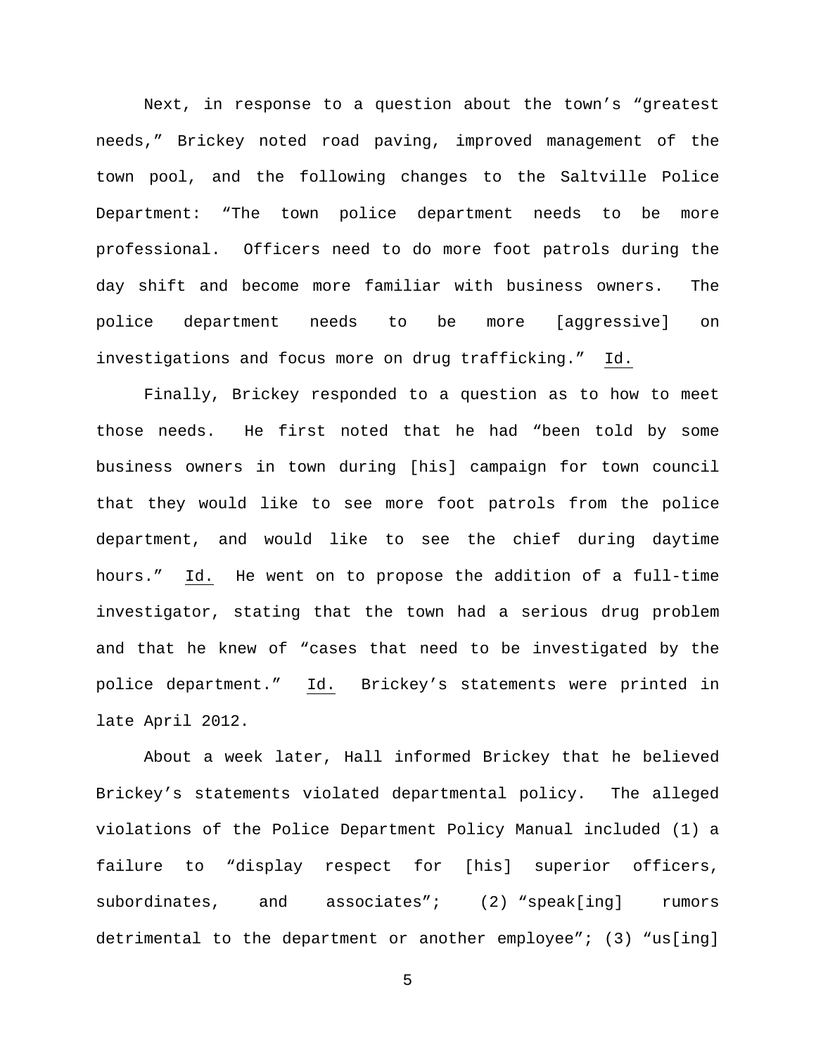Next, in response to a question about the town's "greatest needs," Brickey noted road paving, improved management of the town pool, and the following changes to the Saltville Police Department: "The town police department needs to be more professional. Officers need to do more foot patrols during the day shift and become more familiar with business owners. The police department needs to be more [aggressive] on investigations and focus more on drug trafficking." Id.

Finally, Brickey responded to a question as to how to meet those needs. He first noted that he had "been told by some business owners in town during [his] campaign for town council that they would like to see more foot patrols from the police department, and would like to see the chief during daytime hours." Id. He went on to propose the addition of a full-time investigator, stating that the town had a serious drug problem and that he knew of "cases that need to be investigated by the police department." Id. Brickey's statements were printed in late April 2012.

About a week later, Hall informed Brickey that he believed Brickey's statements violated departmental policy. The alleged violations of the Police Department Policy Manual included (1) a failure to "display respect for [his] superior officers, subordinates, and associates"; (2) "speak[ing] rumors detrimental to the department or another employee"; (3) "us[ing]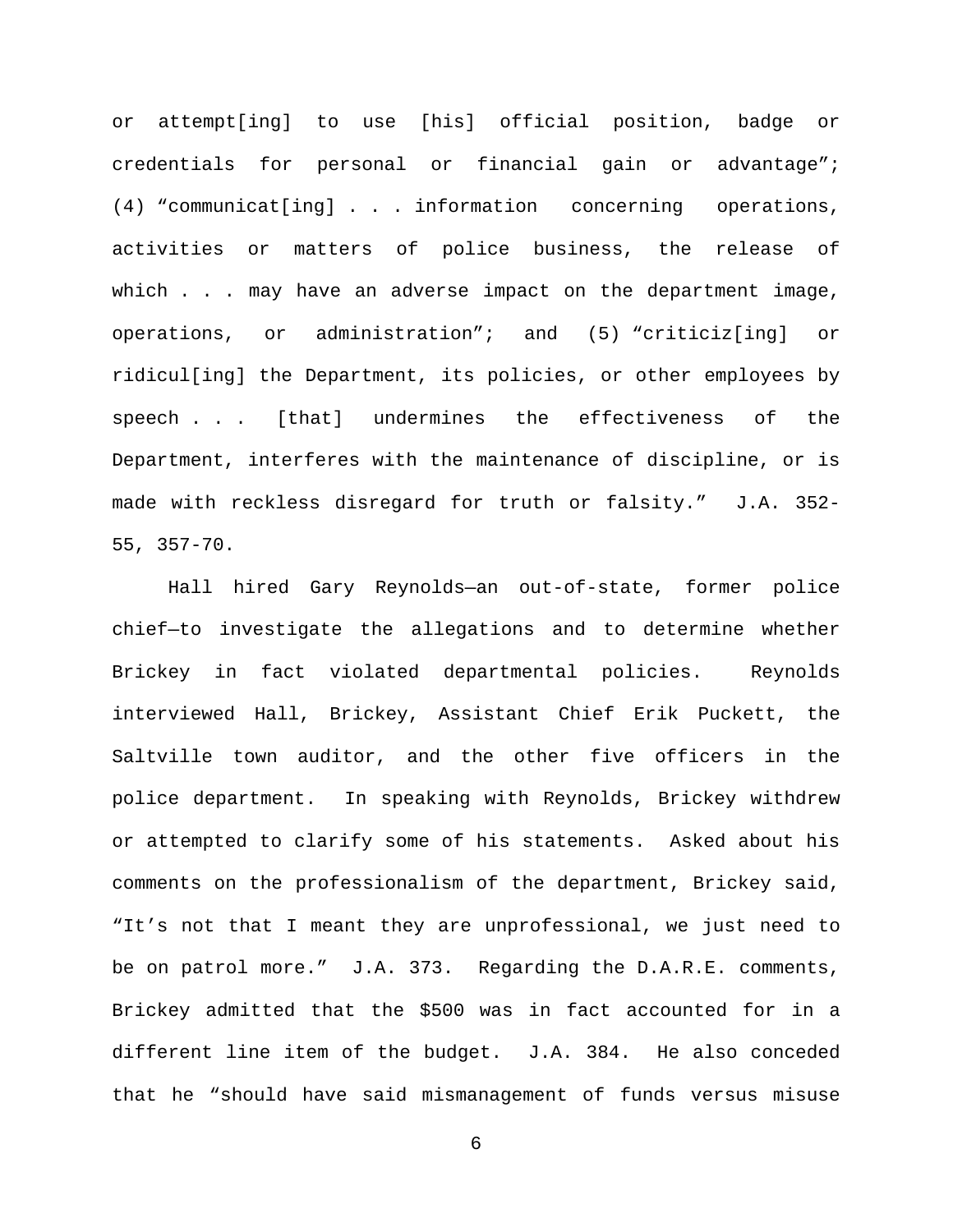or attempt[ing] to use [his] official position, badge or credentials for personal or financial gain or advantage"; (4) "communicat[ing] . . . information concerning operations, activities or matters of police business, the release of which . . . may have an adverse impact on the department image, operations, or administration"; and (5) "criticiz[ing] or ridicul[ing] the Department, its policies, or other employees by speech . . . [that] undermines the effectiveness of the Department, interferes with the maintenance of discipline, or is made with reckless disregard for truth or falsity." J.A. 352-55, 357-70.

Hall hired Gary Reynolds—an out-of-state, former police chief—to investigate the allegations and to determine whether Brickey in fact violated departmental policies. Reynolds interviewed Hall, Brickey, Assistant Chief Erik Puckett, the Saltville town auditor, and the other five officers in the police department. In speaking with Reynolds, Brickey withdrew or attempted to clarify some of his statements. Asked about his comments on the professionalism of the department, Brickey said, "It's not that I meant they are unprofessional, we just need to be on patrol more." J.A. 373. Regarding the D.A.R.E. comments, Brickey admitted that the $500 was in fact accounted for in a different line item of the budget. J.A. 384. He also conceded that he "should have said mismanagement of funds versus misuse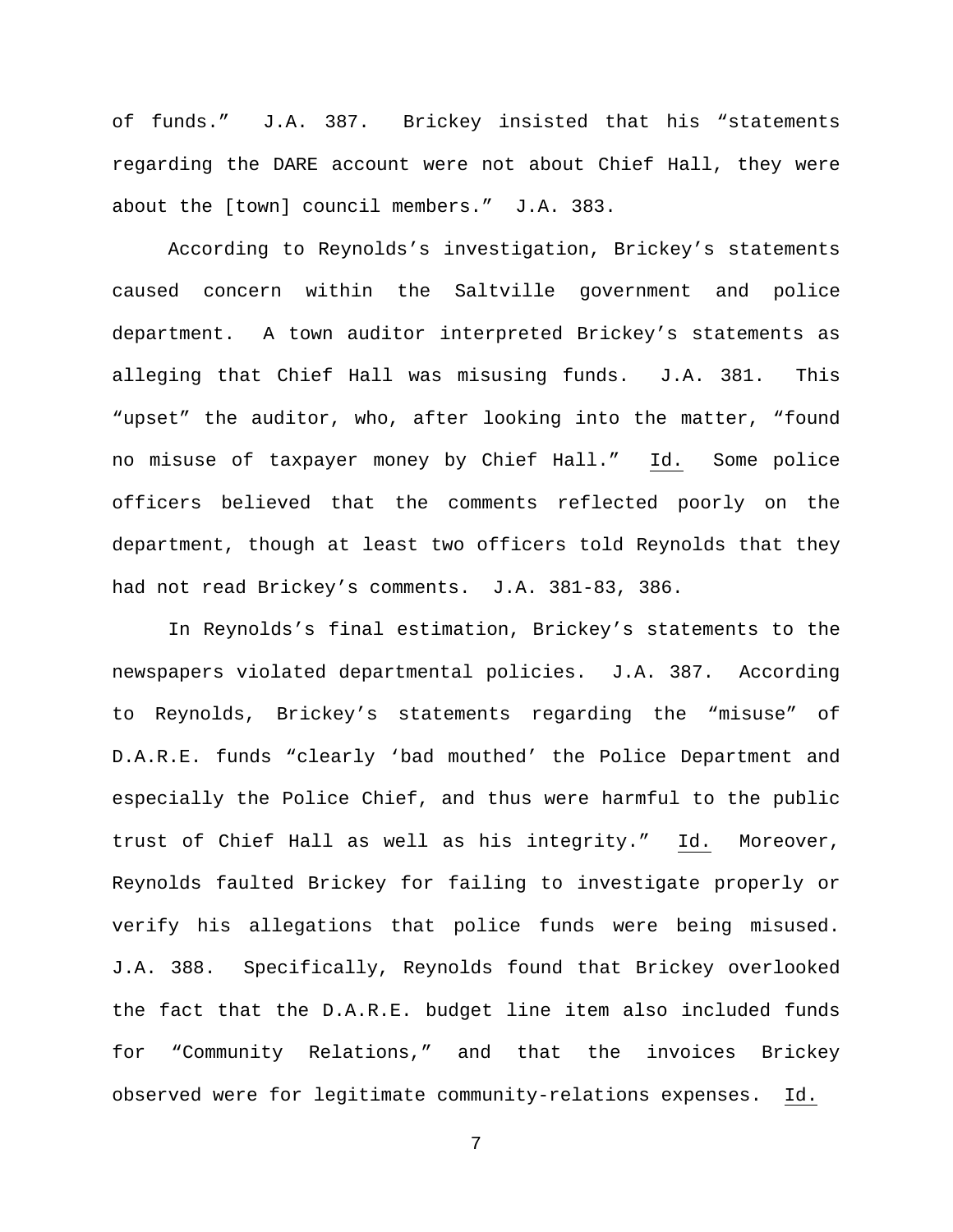of funds." J.A. 387. Brickey insisted that his "statements regarding the DARE account were not about Chief Hall, they were about the [town] council members." J.A. 383.

According to Reynolds's investigation, Brickey's statements caused concern within the Saltville government and police department. A town auditor interpreted Brickey's statements as alleging that Chief Hall was misusing funds. J.A. 381. This "upset" the auditor, who, after looking into the matter, "found no misuse of taxpayer money by Chief Hall." Id. Some police officers believed that the comments reflected poorly on the department, though at least two officers told Reynolds that they had not read Brickey's comments. J.A. 381-83, 386.

In Reynolds's final estimation, Brickey's statements to the newspapers violated departmental policies. J.A. 387. According to Reynolds, Brickey's statements regarding the "misuse" of D.A.R.E. funds "clearly 'bad mouthed' the Police Department and especially the Police Chief, and thus were harmful to the public trust of Chief Hall as well as his integrity." Id. Moreover, Reynolds faulted Brickey for failing to investigate properly or verify his allegations that police funds were being misused. J.A. 388. Specifically, Reynolds found that Brickey overlooked the fact that the D.A.R.E. budget line item also included funds for "Community Relations," and that the invoices Brickey observed were for legitimate community-relations expenses. Id.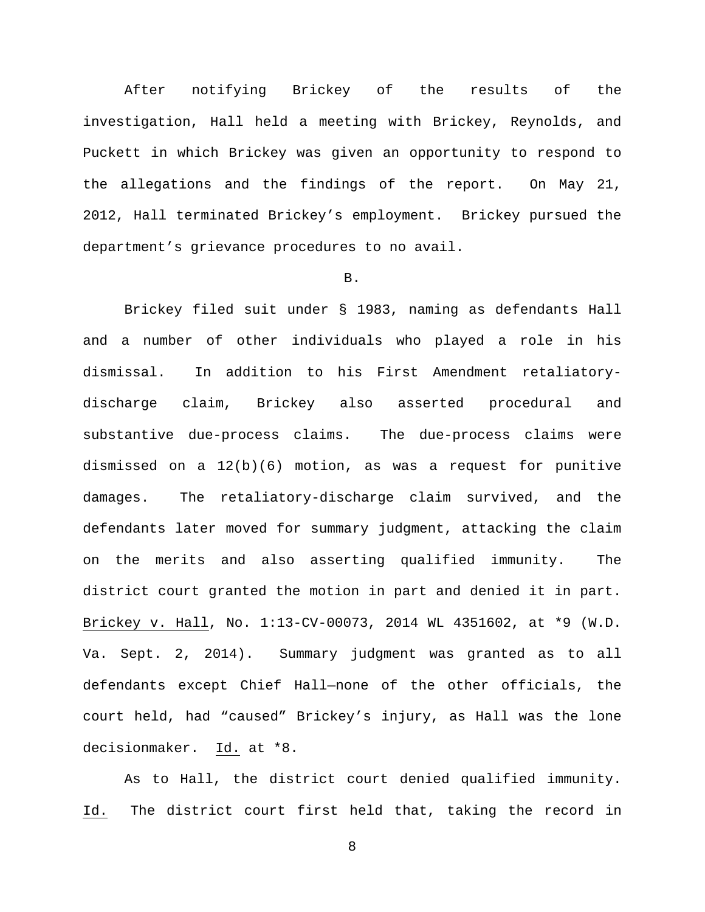After notifying Brickey of the results of the investigation, Hall held a meeting with Brickey, Reynolds, and Puckett in which Brickey was given an opportunity to respond to the allegations and the findings of the report. On May 21, 2012, Hall terminated Brickey's employment. Brickey pursued the department's grievance procedures to no avail.

B.

Brickey filed suit under § 1983, naming as defendants Hall and a number of other individuals who played a role in his dismissal. In addition to his First Amendment retaliatory-discharge claim, Brickey also asserted procedural and substantive due-process claims. The due-process claims were dismissed on a 12(b)(6) motion, as was a request for punitive damages. The retaliatory-discharge claim survived, and the defendants later moved for summary judgment, attacking the claim on the merits and also asserting qualified immunity. The district court granted the motion in part and denied it in part. Brickey v. Hall, No. 1:13-CV-00073, 2014 WL 4351602, at *9 (W.D. Va. Sept. 2, 2014). Summary judgment was granted as to all defendants except Chief Hall—none of the other officials, the court held, had "caused" Brickey's injury, as Hall was the lone decisionmaker. Id. at *8.

As to Hall, the district court denied qualified immunity. Id. The district court first held that, taking the record in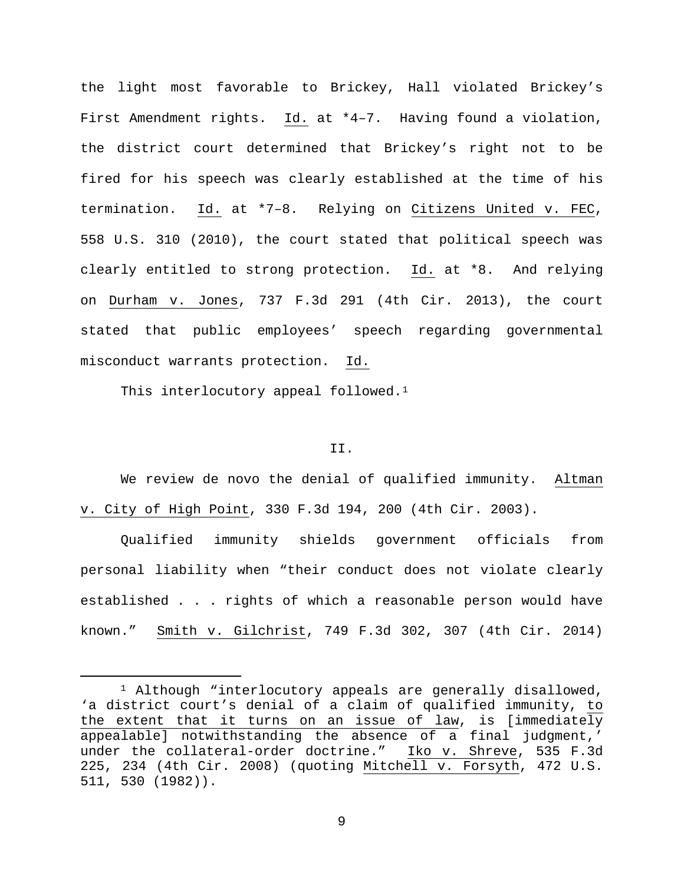the light most favorable to Brickey, Hall violated Brickey's First Amendment rights. Id. at *4–7. Having found a violation, the district court determined that Brickey's right not to be fired for his speech was clearly established at the time of his termination. Id. at *7–8. Relying on Citizens United v. FEC, 558 U.S. 310 (2010), the court stated that political speech was clearly entitled to strong protection. Id. at *8. And relying on Durham v. Jones, 737 F.3d 291 (4th Cir. 2013), the court stated that public employees' speech regarding governmental misconduct warrants protection. Id.

This interlocutory appeal followed.[1]

## II.

We review de novo the denial of qualified immunity. Altman v. City of High Point, 330 F.3d 194, 200 (4th Cir. 2003).

Qualified immunity shields government officials from personal liability when "their conduct does not violate clearly established . . . rights of which a reasonable person would have known." Smith v. Gilchrist, 749 F.3d 302, 307 (4th Cir. 2014)

---

[1] Although "interlocutory appeals are generally disallowed, 'a district court's denial of a claim of qualified immunity, to the extent that it turns on an issue of law, is [immediately appealable] notwithstanding the absence of a final judgment,' under the collateral-order doctrine." Iko v. Shreve, 535 F.3d 225, 234 (4th Cir. 2008) (quoting Mitchell v. Forsyth, 472 U.S. 511, 530 (1982)).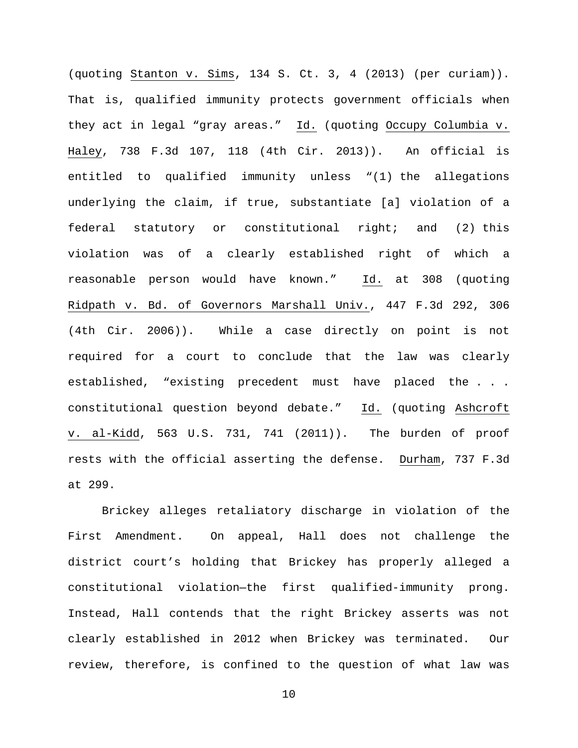(quoting Stanton v. Sims, 134 S. Ct. 3, 4 (2013) (per curiam)). That is, qualified immunity protects government officials when they act in legal "gray areas." Id. (quoting Occupy Columbia v. Haley, 738 F.3d 107, 118 (4th Cir. 2013)). An official is entitled to qualified immunity unless "(1) the allegations underlying the claim, if true, substantiate [a] violation of a federal statutory or constitutional right; and (2) this violation was of a clearly established right of which a reasonable person would have known." Id. at 308 (quoting Ridpath v. Bd. of Governors Marshall Univ., 447 F.3d 292, 306 (4th Cir. 2006)). While a case directly on point is not required for a court to conclude that the law was clearly established, "existing precedent must have placed the . . . constitutional question beyond debate." Id. (quoting Ashcroft v. al-Kidd, 563 U.S. 731, 741 (2011)). The burden of proof rests with the official asserting the defense. Durham, 737 F.3d at 299.

Brickey alleges retaliatory discharge in violation of the First Amendment. On appeal, Hall does not challenge the district court's holding that Brickey has properly alleged a constitutional violation—the first qualified-immunity prong. Instead, Hall contends that the right Brickey asserts was not clearly established in 2012 when Brickey was terminated. Our review, therefore, is confined to the question of what law was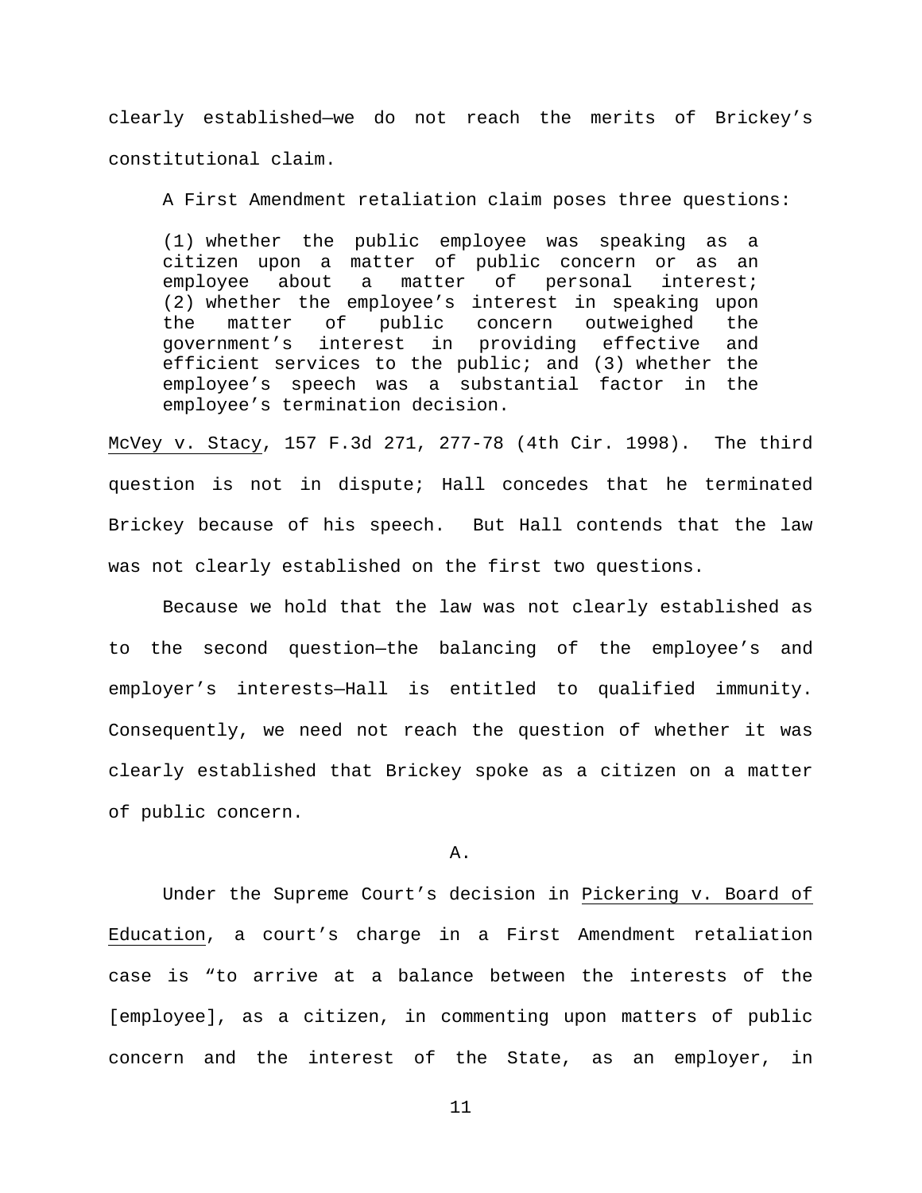clearly established—we do not reach the merits of Brickey's constitutional claim.

A First Amendment retaliation claim poses three questions:

> (1) whether the public employee was speaking as a citizen upon a matter of public concern or as an employee about a matter of personal interest; (2) whether the employee's interest in speaking upon the matter of public concern outweighed the government's interest in providing effective and efficient services to the public; and (3) whether the employee's speech was a substantial factor in the employee's termination decision.

McVey v. Stacy, 157 F.3d 271, 277-78 (4th Cir. 1998). The third question is not in dispute; Hall concedes that he terminated Brickey because of his speech. But Hall contends that the law was not clearly established on the first two questions.

Because we hold that the law was not clearly established as to the second question—the balancing of the employee's and employer's interests—Hall is entitled to qualified immunity. Consequently, we need not reach the question of whether it was clearly established that Brickey spoke as a citizen on a matter of public concern.

A.

Under the Supreme Court's decision in Pickering v. Board of Education, a court's charge in a First Amendment retaliation case is "to arrive at a balance between the interests of the [employee], as a citizen, in commenting upon matters of public concern and the interest of the State, as an employer, in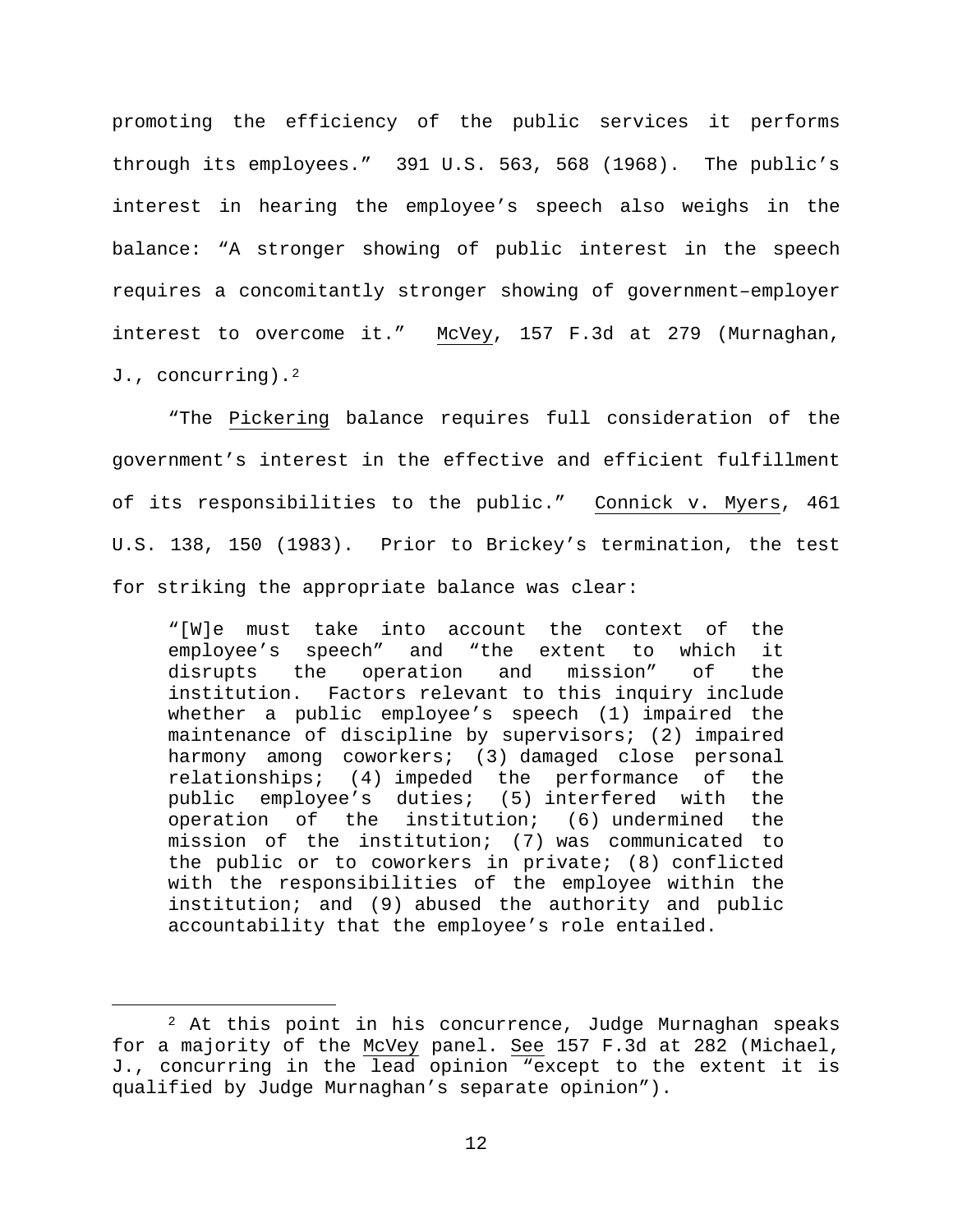promoting the efficiency of the public services it performs through its employees." 391 U.S. 563, 568 (1968). The public's interest in hearing the employee's speech also weighs in the balance: "A stronger showing of public interest in the speech requires a concomitantly stronger showing of government–employer interest to overcome it." McVey, 157 F.3d at 279 (Murnaghan, J., concurring).[2]

"The Pickering balance requires full consideration of the government's interest in the effective and efficient fulfillment of its responsibilities to the public." Connick v. Myers, 461 U.S. 138, 150 (1983). Prior to Brickey's termination, the test for striking the appropriate balance was clear:

> "[W]e must take into account the context of the employee's speech" and "the extent to which it disrupts the operation and mission" of the institution. Factors relevant to this inquiry include whether a public employee's speech (1) impaired the maintenance of discipline by supervisors; (2) impaired harmony among coworkers; (3) damaged close personal relationships; (4) impeded the performance of the public employee's duties; (5) interfered with the operation of the institution; (6) undermined the mission of the institution; (7) was communicated to the public or to coworkers in private; (8) conflicted with the responsibilities of the employee within the institution; and (9) abused the authority and public accountability that the employee's role entailed.

[2] At this point in his concurrence, Judge Murnaghan speaks for a majority of the McVey panel. See 157 F.3d at 282 (Michael, J., concurring in the lead opinion "except to the extent it is qualified by Judge Murnaghan's separate opinion").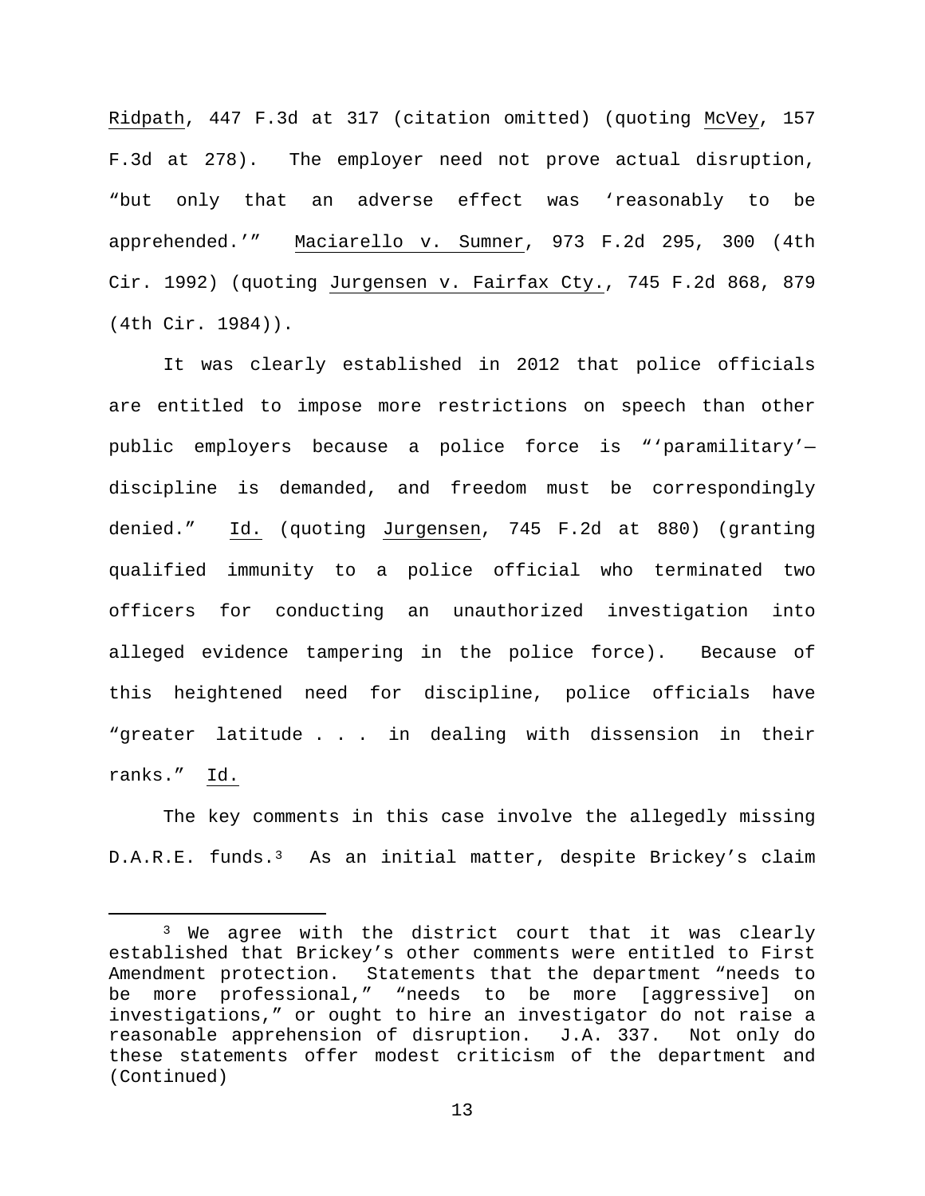Ridpath, 447 F.3d at 317 (citation omitted) (quoting McVey, 157 F.3d at 278). The employer need not prove actual disruption, "but only that an adverse effect was 'reasonably to be apprehended.'" Maciarello v. Sumner, 973 F.2d 295, 300 (4th Cir. 1992) (quoting Jurgensen v. Fairfax Cty., 745 F.2d 868, 879 (4th Cir. 1984)).

It was clearly established in 2012 that police officials are entitled to impose more restrictions on speech than other public employers because a police force is "'paramilitary'—discipline is demanded, and freedom must be correspondingly denied." Id. (quoting Jurgensen, 745 F.2d at 880) (granting qualified immunity to a police official who terminated two officers for conducting an unauthorized investigation into alleged evidence tampering in the police force). Because of this heightened need for discipline, police officials have "greater latitude . . . in dealing with dissension in their ranks." Id.

The key comments in this case involve the allegedly missing D.A.R.E. funds.[3] As an initial matter, despite Brickey's claim

---

[3] We agree with the district court that it was clearly established that Brickey's other comments were entitled to First Amendment protection. Statements that the department "needs to be more professional," "needs to be more [aggressive] on investigations," or ought to hire an investigator do not raise a reasonable apprehension of disruption. J.A. 337. Not only do these statements offer modest criticism of the department and (Continued)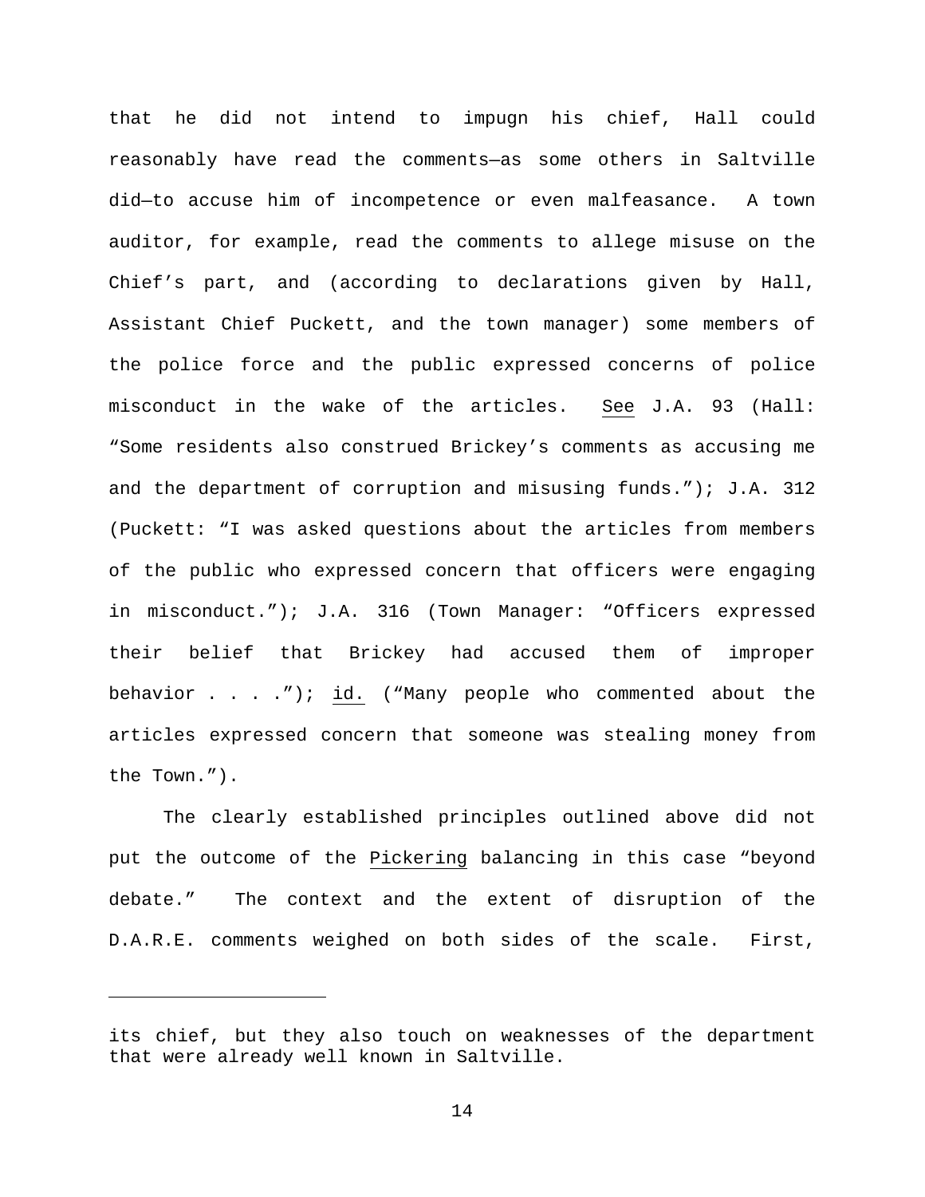that he did not intend to impugn his chief, Hall could reasonably have read the comments—as some others in Saltville did—to accuse him of incompetence or even malfeasance. A town auditor, for example, read the comments to allege misuse on the Chief's part, and (according to declarations given by Hall, Assistant Chief Puckett, and the town manager) some members of the police force and the public expressed concerns of police misconduct in the wake of the articles. See J.A. 93 (Hall: "Some residents also construed Brickey's comments as accusing me and the department of corruption and misusing funds."); J.A. 312 (Puckett: "I was asked questions about the articles from members of the public who expressed concern that officers were engaging in misconduct."); J.A. 316 (Town Manager: "Officers expressed their belief that Brickey had accused them of improper behavior . . . ."); id. ("Many people who commented about the articles expressed concern that someone was stealing money from the Town.").

The clearly established principles outlined above did not put the outcome of the Pickering balancing in this case "beyond debate." The context and the extent of disruption of the D.A.R.E. comments weighed on both sides of the scale. First,

---

its chief, but they also touch on weaknesses of the department that were already well known in Saltville.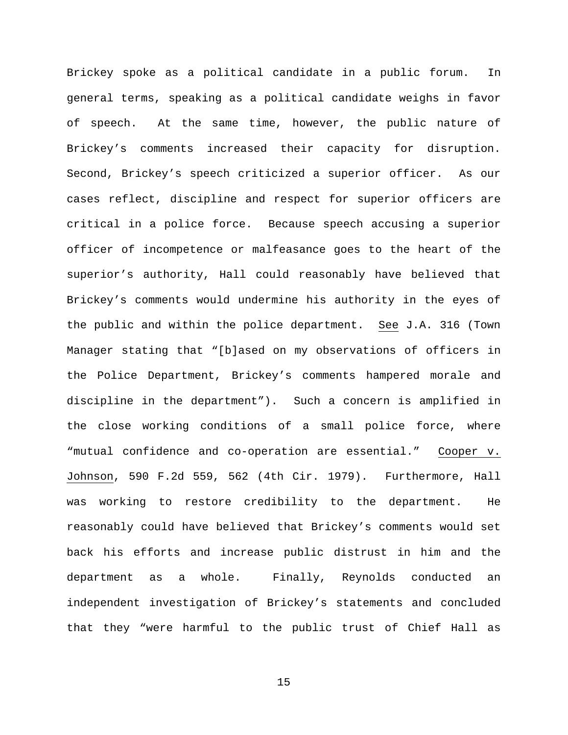Brickey spoke as a political candidate in a public forum. In general terms, speaking as a political candidate weighs in favor of speech. At the same time, however, the public nature of Brickey's comments increased their capacity for disruption. Second, Brickey's speech criticized a superior officer. As our cases reflect, discipline and respect for superior officers are critical in a police force. Because speech accusing a superior officer of incompetence or malfeasance goes to the heart of the superior's authority, Hall could reasonably have believed that Brickey's comments would undermine his authority in the eyes of the public and within the police department. See J.A. 316 (Town Manager stating that "[b]ased on my observations of officers in the Police Department, Brickey's comments hampered morale and discipline in the department"). Such a concern is amplified in the close working conditions of a small police force, where "mutual confidence and co-operation are essential." Cooper v. Johnson, 590 F.2d 559, 562 (4th Cir. 1979). Furthermore, Hall was working to restore credibility to the department. He reasonably could have believed that Brickey's comments would set back his efforts and increase public distrust in him and the department as a whole. Finally, Reynolds conducted an independent investigation of Brickey's statements and concluded that they "were harmful to the public trust of Chief Hall as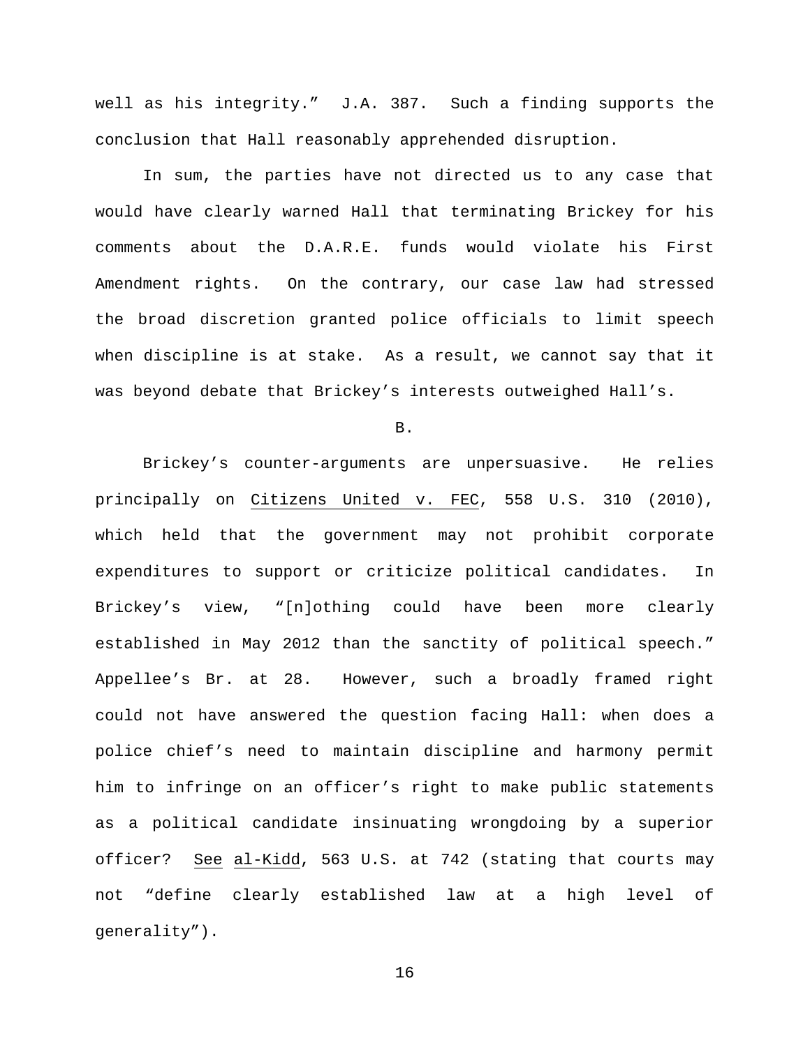well as his integrity." J.A. 387. Such a finding supports the conclusion that Hall reasonably apprehended disruption.

In sum, the parties have not directed us to any case that would have clearly warned Hall that terminating Brickey for his comments about the D.A.R.E. funds would violate his First Amendment rights. On the contrary, our case law had stressed the broad discretion granted police officials to limit speech when discipline is at stake. As a result, we cannot say that it was beyond debate that Brickey's interests outweighed Hall's.

B.

Brickey's counter-arguments are unpersuasive. He relies principally on Citizens United v. FEC, 558 U.S. 310 (2010), which held that the government may not prohibit corporate expenditures to support or criticize political candidates. In Brickey's view, "[n]othing could have been more clearly established in May 2012 than the sanctity of political speech." Appellee's Br. at 28. However, such a broadly framed right could not have answered the question facing Hall: when does a police chief's need to maintain discipline and harmony permit him to infringe on an officer's right to make public statements as a political candidate insinuating wrongdoing by a superior officer? See al-Kidd, 563 U.S. at 742 (stating that courts may not "define clearly established law at a high level of generality").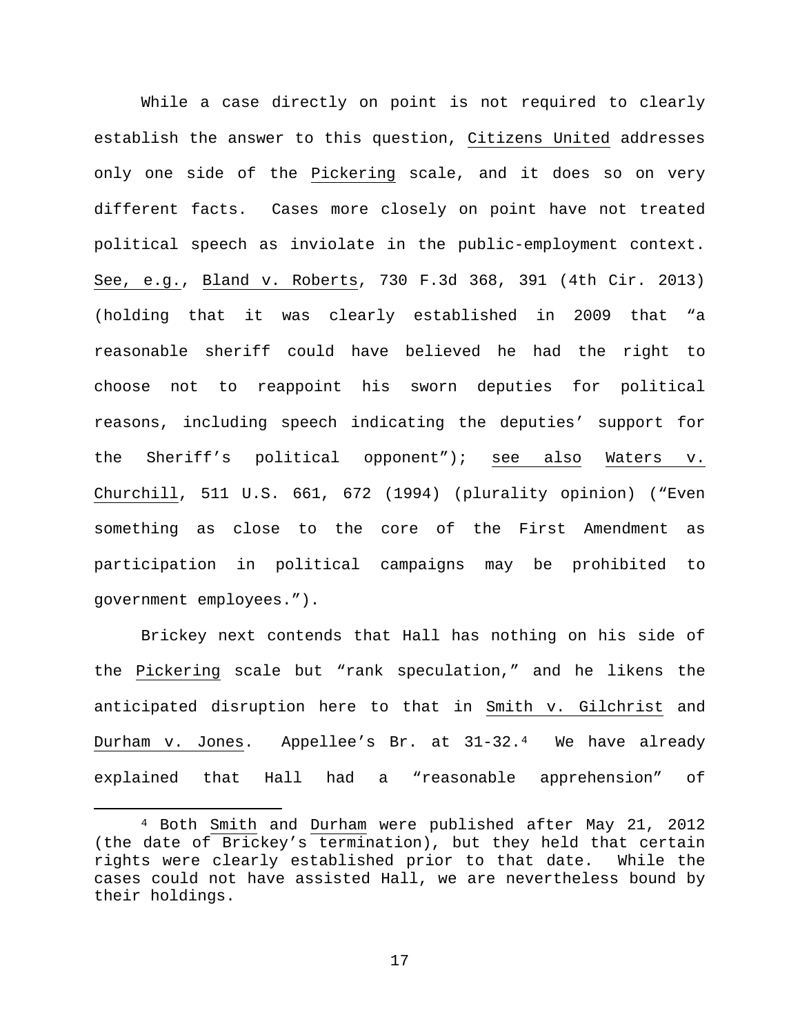While a case directly on point is not required to clearly establish the answer to this question, Citizens United addresses only one side of the Pickering scale, and it does so on very different facts. Cases more closely on point have not treated political speech as inviolate in the public-employment context. See, e.g., Bland v. Roberts, 730 F.3d 368, 391 (4th Cir. 2013) (holding that it was clearly established in 2009 that "a reasonable sheriff could have believed he had the right to choose not to reappoint his sworn deputies for political reasons, including speech indicating the deputies' support for the Sheriff's political opponent"); see also Waters v. Churchill, 511 U.S. 661, 672 (1994) (plurality opinion) ("Even something as close to the core of the First Amendment as participation in political campaigns may be prohibited to government employees.").

Brickey next contends that Hall has nothing on his side of the Pickering scale but "rank speculation," and he likens the anticipated disruption here to that in Smith v. Gilchrist and Durham v. Jones. Appellee's Br. at 31-32.[4] We have already explained that Hall had a "reasonable apprehension" of

[4] Both Smith and Durham were published after May 21, 2012 (the date of Brickey's termination), but they held that certain rights were clearly established prior to that date. While the cases could not have assisted Hall, we are nevertheless bound by their holdings.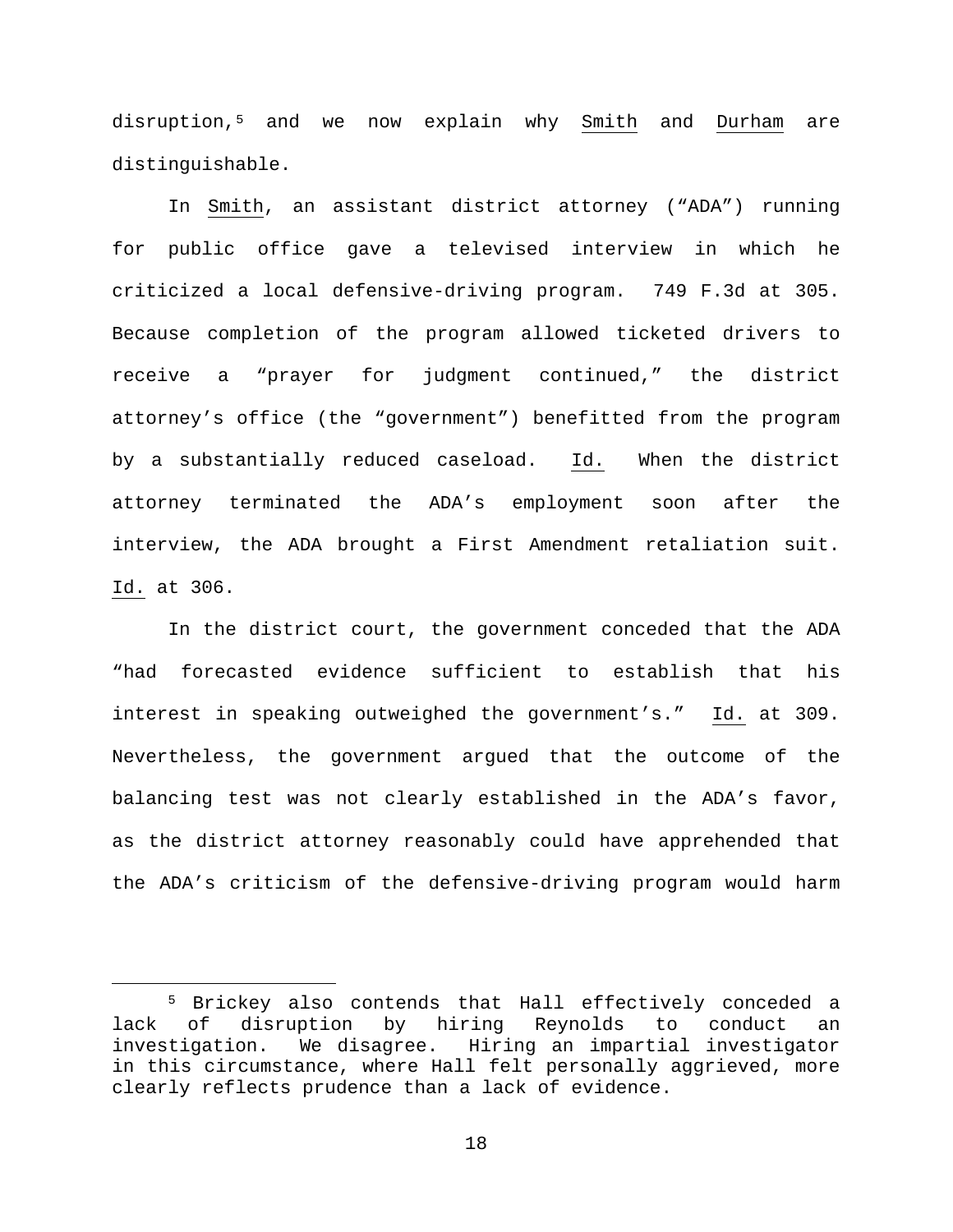disruption,[5] and we now explain why Smith and Durham are distinguishable.

In Smith, an assistant district attorney ("ADA") running for public office gave a televised interview in which he criticized a local defensive-driving program. 749 F.3d at 305. Because completion of the program allowed ticketed drivers to receive a "prayer for judgment continued," the district attorney's office (the "government") benefitted from the program by a substantially reduced caseload. Id. When the district attorney terminated the ADA's employment soon after the interview, the ADA brought a First Amendment retaliation suit. Id. at 306.

In the district court, the government conceded that the ADA "had forecasted evidence sufficient to establish that his interest in speaking outweighed the government's." Id. at 309. Nevertheless, the government argued that the outcome of the balancing test was not clearly established in the ADA's favor, as the district attorney reasonably could have apprehended that the ADA's criticism of the defensive-driving program would harm

---

[5] Brickey also contends that Hall effectively conceded a lack of disruption by hiring Reynolds to conduct an investigation. We disagree. Hiring an impartial investigator in this circumstance, where Hall felt personally aggrieved, more clearly reflects prudence than a lack of evidence.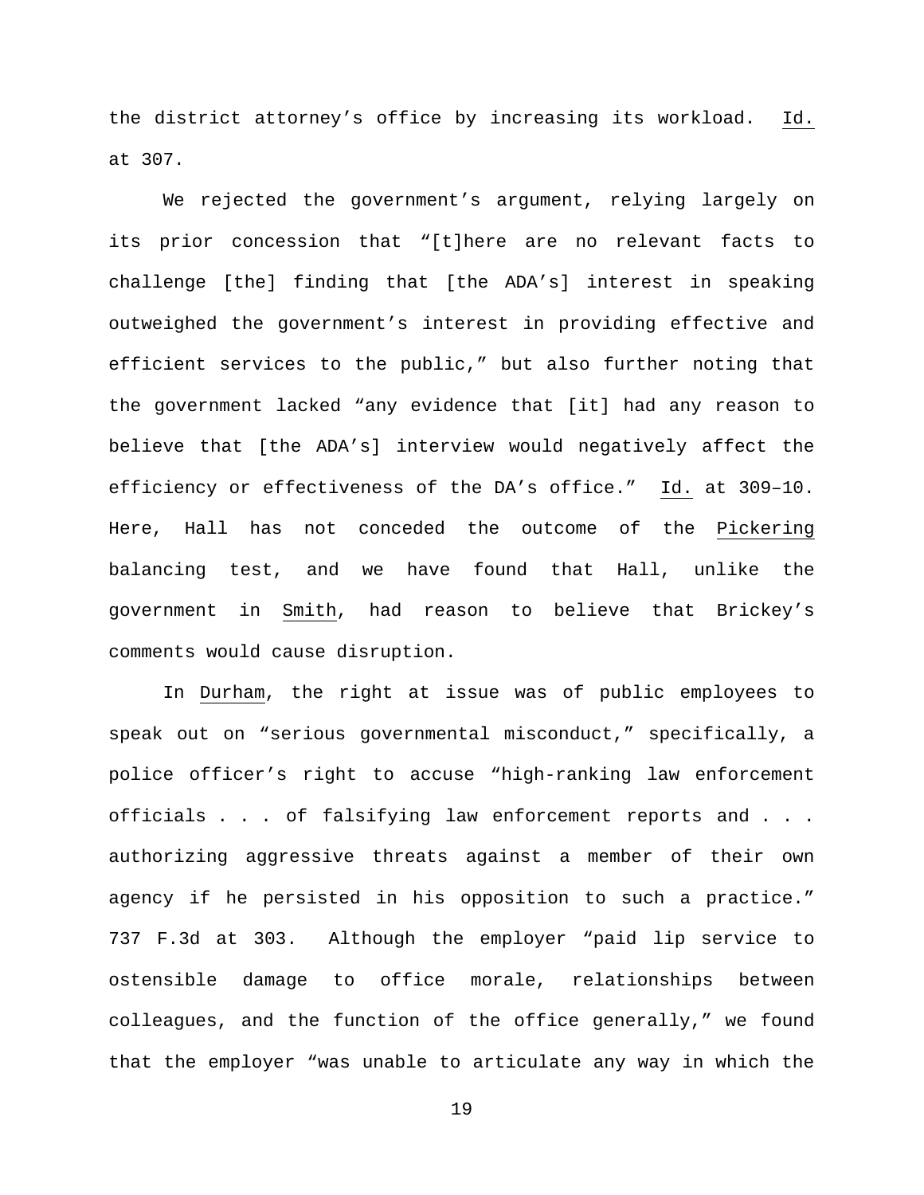the district attorney's office by increasing its workload. Id. at 307.

We rejected the government's argument, relying largely on its prior concession that "[t]here are no relevant facts to challenge [the] finding that [the ADA's] interest in speaking outweighed the government's interest in providing effective and efficient services to the public," but also further noting that the government lacked "any evidence that [it] had any reason to believe that [the ADA's] interview would negatively affect the efficiency or effectiveness of the DA's office." Id. at 309–10. Here, Hall has not conceded the outcome of the Pickering balancing test, and we have found that Hall, unlike the government in Smith, had reason to believe that Brickey's comments would cause disruption.

In Durham, the right at issue was of public employees to speak out on "serious governmental misconduct," specifically, a police officer's right to accuse "high-ranking law enforcement officials . . . of falsifying law enforcement reports and . . . authorizing aggressive threats against a member of their own agency if he persisted in his opposition to such a practice." 737 F.3d at 303. Although the employer "paid lip service to ostensible damage to office morale, relationships between colleagues, and the function of the office generally," we found that the employer "was unable to articulate any way in which the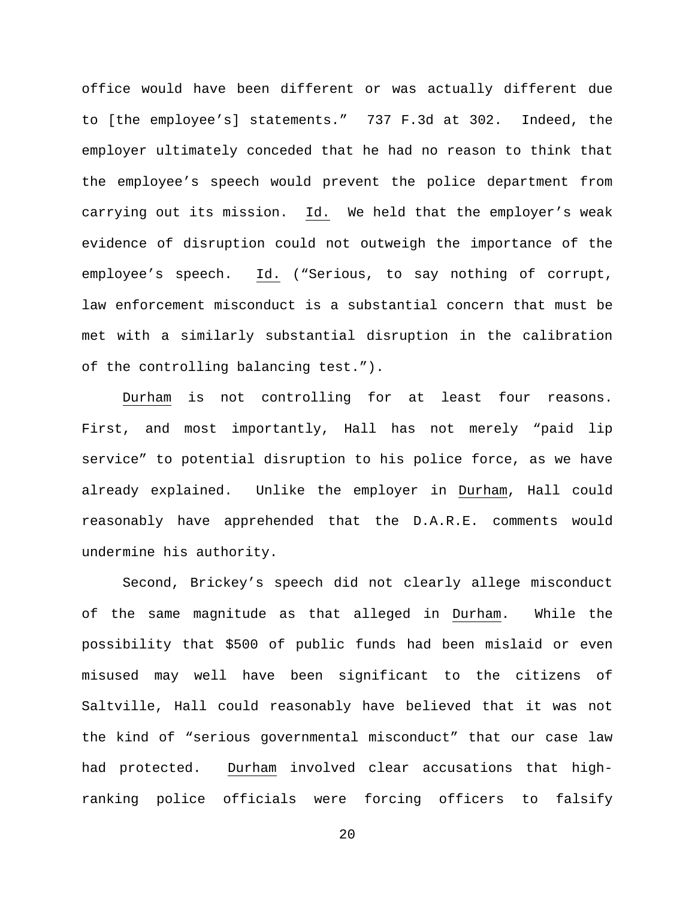office would have been different or was actually different due to [the employee's] statements." 737 F.3d at 302. Indeed, the employer ultimately conceded that he had no reason to think that the employee's speech would prevent the police department from carrying out its mission. Id. We held that the employer's weak evidence of disruption could not outweigh the importance of the employee's speech. Id. ("Serious, to say nothing of corrupt, law enforcement misconduct is a substantial concern that must be met with a similarly substantial disruption in the calibration of the controlling balancing test.").

Durham is not controlling for at least four reasons. First, and most importantly, Hall has not merely "paid lip service" to potential disruption to his police force, as we have already explained. Unlike the employer in Durham, Hall could reasonably have apprehended that the D.A.R.E. comments would undermine his authority.

Second, Brickey's speech did not clearly allege misconduct of the same magnitude as that alleged in Durham. While the possibility that $500 of public funds had been mislaid or even misused may well have been significant to the citizens of Saltville, Hall could reasonably have believed that it was not the kind of "serious governmental misconduct" that our case law had protected. Durham involved clear accusations that high-ranking police officials were forcing officers to falsify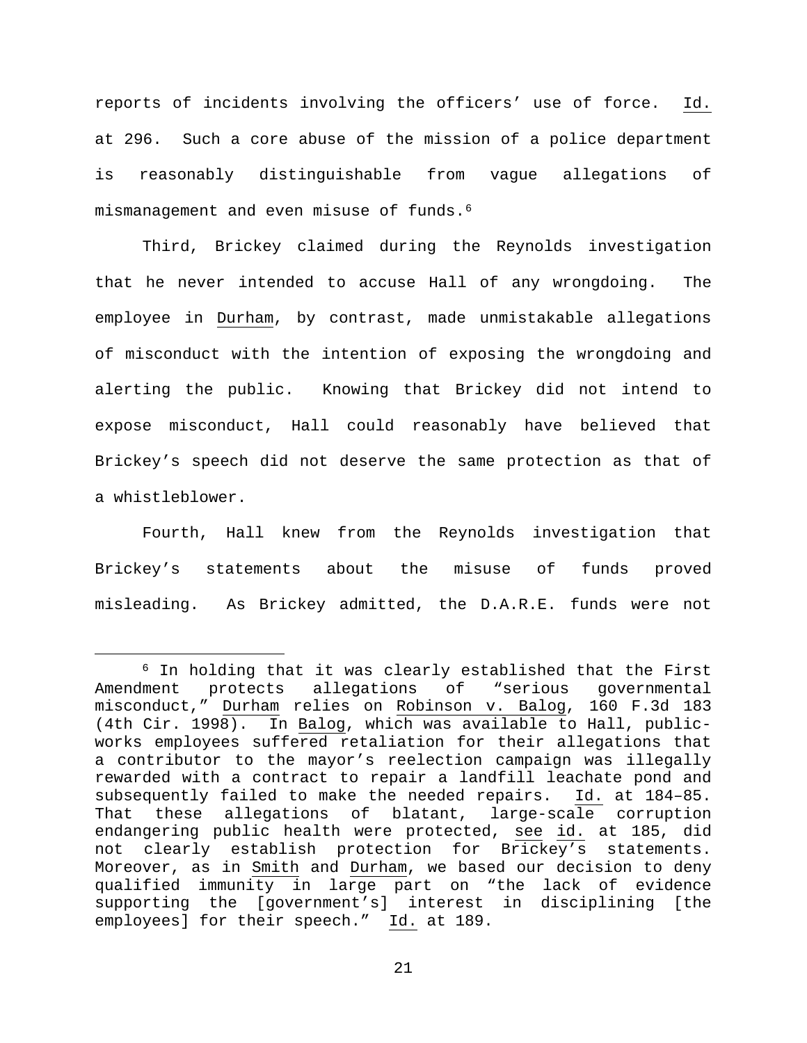reports of incidents involving the officers' use of force. Id. at 296. Such a core abuse of the mission of a police department is reasonably distinguishable from vague allegations of mismanagement and even misuse of funds.[6]

Third, Brickey claimed during the Reynolds investigation that he never intended to accuse Hall of any wrongdoing. The employee in Durham, by contrast, made unmistakable allegations of misconduct with the intention of exposing the wrongdoing and alerting the public. Knowing that Brickey did not intend to expose misconduct, Hall could reasonably have believed that Brickey's speech did not deserve the same protection as that of a whistleblower.

Fourth, Hall knew from the Reynolds investigation that Brickey's statements about the misuse of funds proved misleading. As Brickey admitted, the D.A.R.E. funds were not

---

[6] In holding that it was clearly established that the First Amendment protects allegations of "serious governmental misconduct," Durham relies on Robinson v. Balog, 160 F.3d 183 (4th Cir. 1998). In Balog, which was available to Hall, public-works employees suffered retaliation for their allegations that a contributor to the mayor's reelection campaign was illegally rewarded with a contract to repair a landfill leachate pond and subsequently failed to make the needed repairs. Id. at 184–85. That these allegations of blatant, large-scale corruption endangering public health were protected, see id. at 185, did not clearly establish protection for Brickey's statements. Moreover, as in Smith and Durham, we based our decision to deny qualified immunity in large part on "the lack of evidence supporting the [government's] interest in disciplining [the employees] for their speech." Id. at 189.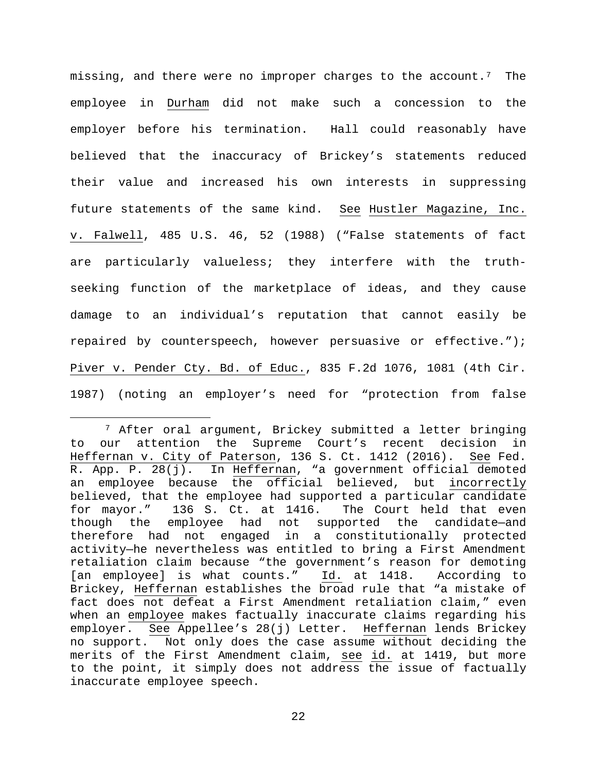missing, and there were no improper charges to the account.[7] The employee in Durham did not make such a concession to the employer before his termination. Hall could reasonably have believed that the inaccuracy of Brickey's statements reduced their value and increased his own interests in suppressing future statements of the same kind. See Hustler Magazine, Inc. v. Falwell, 485 U.S. 46, 52 (1988) ("False statements of fact are particularly valueless; they interfere with the truth-seeking function of the marketplace of ideas, and they cause damage to an individual's reputation that cannot easily be repaired by counterspeech, however persuasive or effective."); Piver v. Pender Cty. Bd. of Educ., 835 F.2d 1076, 1081 (4th Cir. 1987) (noting an employer's need for "protection from false

---

[7] After oral argument, Brickey submitted a letter bringing to our attention the Supreme Court's recent decision in Heffernan v. City of Paterson, 136 S. Ct. 1412 (2016). See Fed. R. App. P. 28(j). In Heffernan, "a government official demoted an employee because the official believed, but incorrectly believed, that the employee had supported a particular candidate for mayor." 136 S. Ct. at 1416. The Court held that even though the employee had not supported the candidate—and therefore had not engaged in a constitutionally protected activity—he nevertheless was entitled to bring a First Amendment retaliation claim because "the government's reason for demoting [an employee] is what counts." Id. at 1418. According to Brickey, Heffernan establishes the broad rule that "a mistake of fact does not defeat a First Amendment retaliation claim," even when an employee makes factually inaccurate claims regarding his employer. See Appellee's 28(j) Letter. Heffernan lends Brickey no support. Not only does the case assume without deciding the merits of the First Amendment claim, see id. at 1419, but more to the point, it simply does not address the issue of factually inaccurate employee speech.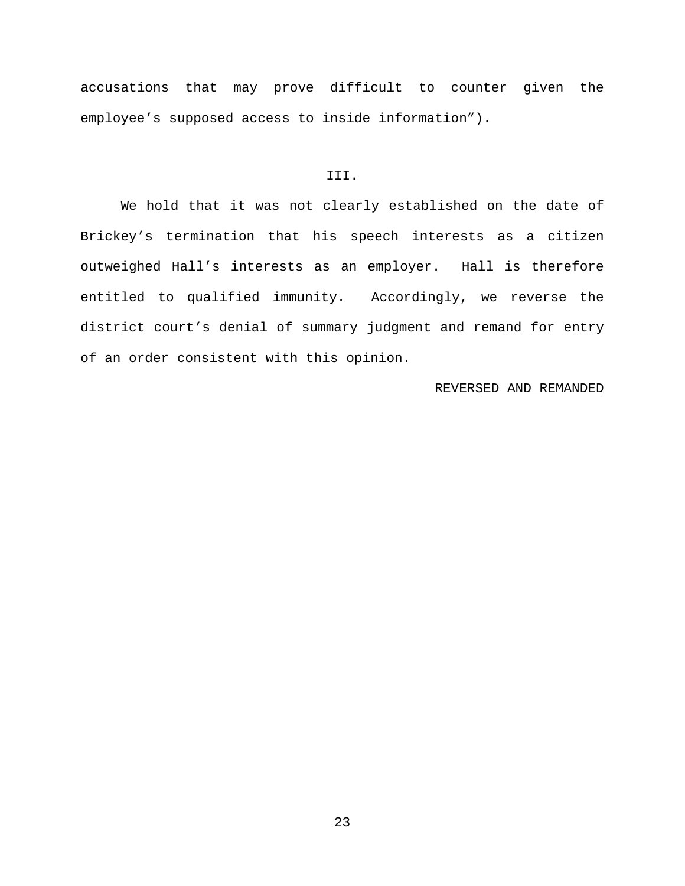accusations that may prove difficult to counter given the employee's supposed access to inside information").

## III.

We hold that it was not clearly established on the date of Brickey's termination that his speech interests as a citizen outweighed Hall's interests as an employer. Hall is therefore entitled to qualified immunity. Accordingly, we reverse the district court's denial of summary judgment and remand for entry of an order consistent with this opinion.

REVERSED AND REMANDED